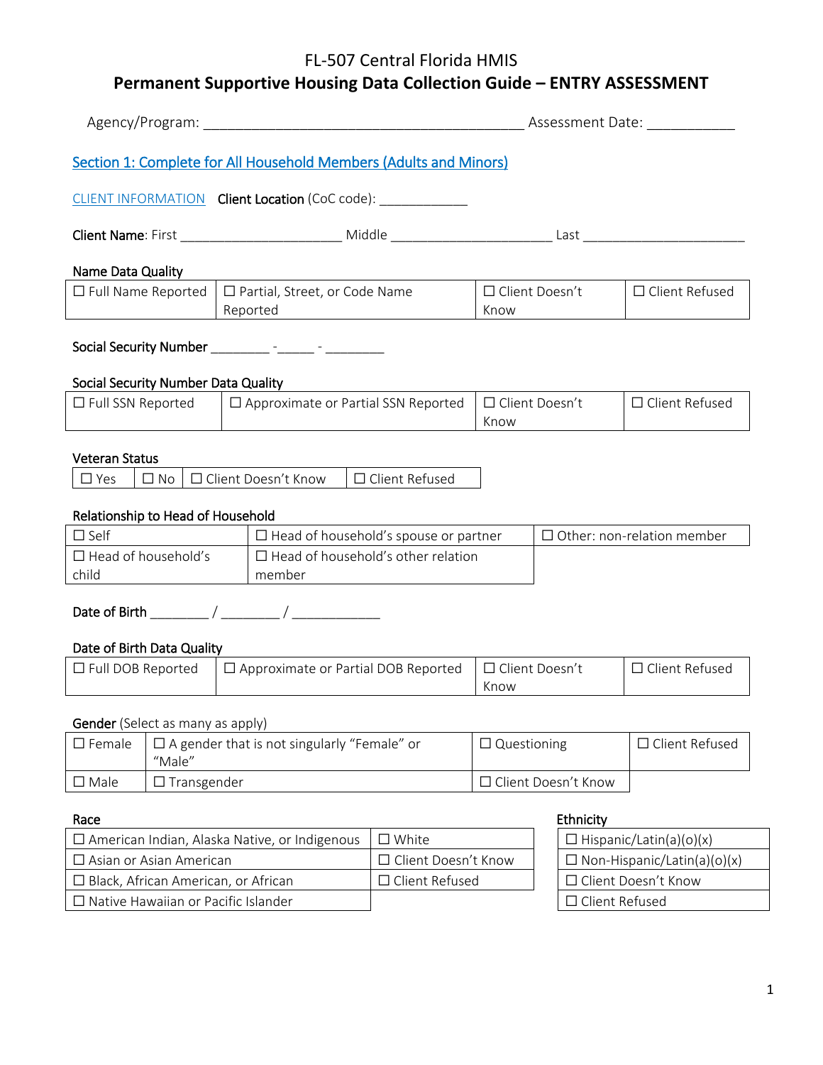# FL-507 Central Florida HMIS

## Permanent Supportive Housing Data Collection Guide – ENTRY ASSESSMENT

Agency/Program: ________________________________________ Assessment Date: ___________

### Section 1: Complete for All Household Members (Adults and Minors)

CLIENT INFORMATION **Client Location** (CoC code): ____________

**Client Name**: First _____________________ Middle _____________________ Last _____________________

**Name Data Quality**

| ☐ Full Name Reported | ☐ Partial, Street, or Code Name Reported | ☐ Client Doesn't Know | ☐ Client Refused |
|---|---|---|---|

**Social Security Number** ________ -_____ - ________

**Social Security Number Data Quality**

| ☐ Full SSN Reported | ☐ Approximate or Partial SSN Reported | ☐ Client Doesn't Know | ☐ Client Refused |
|---|---|---|---|

**Veteran Status**

| ☐ Yes | ☐ No | ☐ Client Doesn't Know | ☐ Client Refused |
|---|---|---|---|

**Relationship to Head of Household**

| ☐ Self | ☐ Head of household's spouse or partner | ☐ Other: non-relation member |
|---|---|---|
| ☐ Head of household's child | ☐ Head of household's other relation member | |

**Date of Birth** ________ / ________ / ____________

**Date of Birth Data Quality**

| ☐ Full DOB Reported | ☐ Approximate or Partial DOB Reported | ☐ Client Doesn't Know | ☐ Client Refused |
|---|---|---|---|

**Gender** (Select as many as apply)

| ☐ Female | ☐ A gender that is not singularly "Female" or "Male" | ☐ Questioning | ☐ Client Refused |
|---|---|---|---|
| ☐ Male | ☐ Transgender | ☐ Client Doesn't Know | |

**Race**

| ☐ American Indian, Alaska Native, or Indigenous | ☐ White |
|---|---|
| ☐ Asian or Asian American | ☐ Client Doesn't Know |
| ☐ Black, African American, or African | ☐ Client Refused |
| ☐ Native Hawaiian or Pacific Islander | |

**Ethnicity**

| ☐ Hispanic/Latin(a)(o)(x) |
|---|
| ☐ Non-Hispanic/Latin(a)(o)(x) |
| ☐ Client Doesn't Know |
| ☐ Client Refused |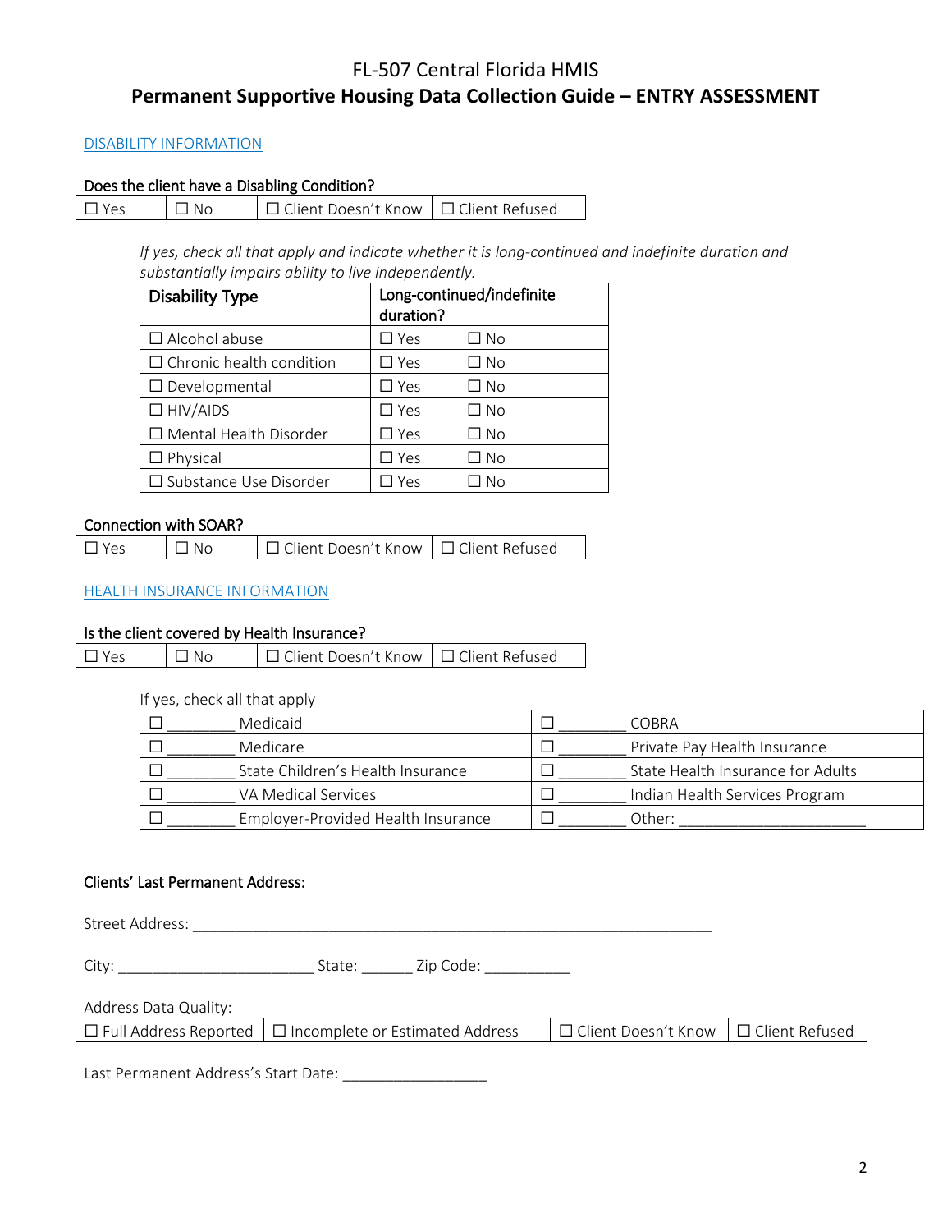FL-507 Central Florida HMIS

# Permanent Supportive Housing Data Collection Guide – ENTRY ASSESSMENT

## DISABILITY INFORMATION

**Does the client have a Disabling Condition?**

| ☐ Yes | ☐ No | ☐ Client Doesn't Know | ☐ Client Refused |
|---|---|---|---|

*If yes, check all that apply and indicate whether it is long-continued and indefinite duration and substantially impairs ability to live independently.*

| Disability Type | Long-continued/indefinite duration? | |
|---|---|---|
| ☐ Alcohol abuse | ☐ Yes | ☐ No |
| ☐ Chronic health condition | ☐ Yes | ☐ No |
| ☐ Developmental | ☐ Yes | ☐ No |
| ☐ HIV/AIDS | ☐ Yes | ☐ No |
| ☐ Mental Health Disorder | ☐ Yes | ☐ No |
| ☐ Physical | ☐ Yes | ☐ No |
| ☐ Substance Use Disorder | ☐ Yes | ☐ No |

**Connection with SOAR?**

| ☐ Yes | ☐ No | ☐ Client Doesn't Know | ☐ Client Refused |
|---|---|---|---|

## HEALTH INSURANCE INFORMATION

**Is the client covered by Health Insurance?**

| ☐ Yes | ☐ No | ☐ Client Doesn't Know | ☐ Client Refused |
|---|---|---|---|

If yes, check all that apply

| | |
|---|---|
| ☐ ________ Medicaid | ☐ ________ COBRA |
| ☐ ________ Medicare | ☐ ________ Private Pay Health Insurance |
| ☐ ________ State Children's Health Insurance | ☐ ________ State Health Insurance for Adults |
| ☐ ________ VA Medical Services | ☐ ________ Indian Health Services Program |
| ☐ ________ Employer-Provided Health Insurance | ☐ ________ Other: ______________________ |

**Clients' Last Permanent Address:**

Street Address: _______________________________________________________________

City: _______________________ State: ______ Zip Code: __________

Address Data Quality:

| ☐ Full Address Reported | ☐ Incomplete or Estimated Address | ☐ Client Doesn't Know | ☐ Client Refused |
|---|---|---|---|

Last Permanent Address's Start Date: _________________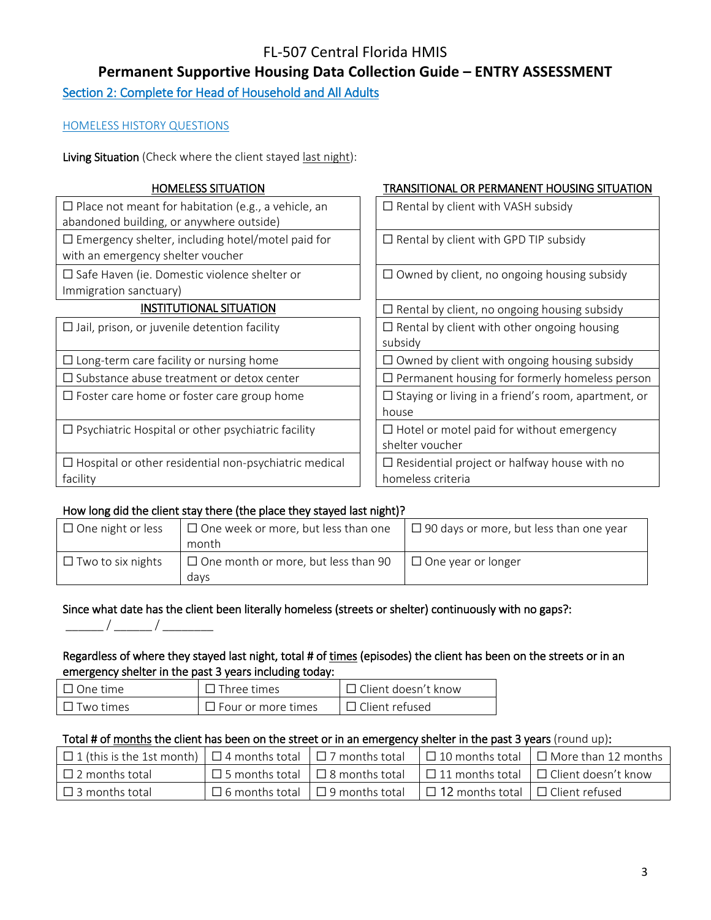# FL-507 Central Florida HMIS

## Permanent Supportive Housing Data Collection Guide – ENTRY ASSESSMENT

### Section 2: Complete for Head of Household and All Adults

HOMELESS HISTORY QUESTIONS

**Living Situation** (Check where the client stayed last night):

| HOMELESS SITUATION | TRANSITIONAL OR PERMANENT HOUSING SITUATION |
|---|---|
| ☐ Place not meant for habitation (e.g., a vehicle, an abandoned building, or anywhere outside) | ☐ Rental by client with VASH subsidy |
| ☐ Emergency shelter, including hotel/motel paid for with an emergency shelter voucher | ☐ Rental by client with GPD TIP subsidy |
| ☐ Safe Haven (ie. Domestic violence shelter or Immigration sanctuary) | ☐ Owned by client, no ongoing housing subsidy |
| **INSTITUTIONAL SITUATION** | ☐ Rental by client, no ongoing housing subsidy |
| ☐ Jail, prison, or juvenile detention facility | ☐ Rental by client with other ongoing housing subsidy |
| ☐ Long-term care facility or nursing home | ☐ Owned by client with ongoing housing subsidy |
| ☐ Substance abuse treatment or detox center | ☐ Permanent housing for formerly homeless person |
| ☐ Foster care home or foster care group home | ☐ Staying or living in a friend's room, apartment, or house |
| ☐ Psychiatric Hospital or other psychiatric facility | ☐ Hotel or motel paid for without emergency shelter voucher |
| ☐ Hospital or other residential non-psychiatric medical facility | ☐ Residential project or halfway house with no homeless criteria |

**How long did the client stay there (the place they stayed last night)?**

| | | |
|---|---|---|
| ☐ One night or less | ☐ One week or more, but less than one month | ☐ 90 days or more, but less than one year |
| ☐ Two to six nights | ☐ One month or more, but less than 90 days | ☐ One year or longer |

**Since what date has the client been literally homeless (streets or shelter) continuously with no gaps?:**

______ / ______ / ________

**Regardless of where they stayed last night, total # of times (episodes) the client has been on the streets or in an emergency shelter in the past 3 years including today:**

| | | |
|---|---|---|
| ☐ One time | ☐ Three times | ☐ Client doesn't know |
| ☐ Two times | ☐ Four or more times | ☐ Client refused |

**Total # of months the client has been on the street or in an emergency shelter in the past 3 years** (round up):

| | | | | |
|---|---|---|---|---|
| ☐ 1 (this is the 1st month) | ☐ 4 months total | ☐ 7 months total | ☐ 10 months total | ☐ More than 12 months |
| ☐ 2 months total | ☐ 5 months total | ☐ 8 months total | ☐ 11 months total | ☐ Client doesn't know |
| ☐ 3 months total | ☐ 6 months total | ☐ 9 months total | ☐ 12 months total | ☐ Client refused |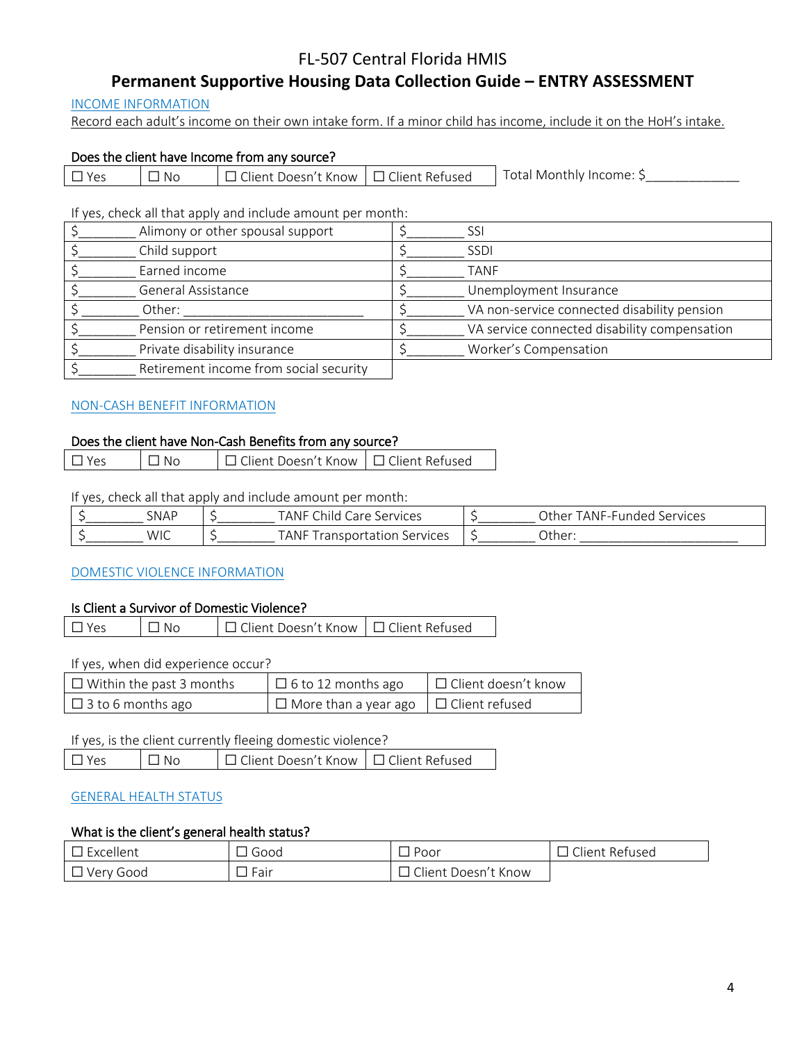# FL-507 Central Florida HMIS

## Permanent Supportive Housing Data Collection Guide – ENTRY ASSESSMENT

### INCOME INFORMATION

Record each adult's income on their own intake form. If a minor child has income, include it on the HoH's intake.

**Does the client have Income from any source?**

| ☐ Yes | ☐ No | ☐ Client Doesn't Know | ☐ Client Refused |
|---|---|---|---|

Total Monthly Income: $_____________

If yes, check all that apply and include amount per month:

| | |
|---|---|
| $________ Alimony or other spousal support | $________ SSI |
| $________ Child support | $________ SSDI |
| $________ Earned income | $________ TANF |
| $________ General Assistance | $________ Unemployment Insurance |
| $________ Other: ________________________ | $________ VA non-service connected disability pension |
| $________ Pension or retirement income | $________ VA service connected disability compensation |
| $________ Private disability insurance | $________ Worker's Compensation |
| $________ Retirement income from social security | |

### NON-CASH BENEFIT INFORMATION

**Does the client have Non-Cash Benefits from any source?**

| ☐ Yes | ☐ No | ☐ Client Doesn't Know | ☐ Client Refused |
|---|---|---|---|

If yes, check all that apply and include amount per month:

| | | |
|---|---|---|
| $________ SNAP | $________ TANF Child Care Services | $________ Other TANF-Funded Services |
| $________ WIC | $________ TANF Transportation Services | $________ Other: ______________________ |

### DOMESTIC VIOLENCE INFORMATION

**Is Client a Survivor of Domestic Violence?**

| ☐ Yes | ☐ No | ☐ Client Doesn't Know | ☐ Client Refused |
|---|---|---|---|

If yes, when did experience occur?

| | | |
|---|---|---|
| ☐ Within the past 3 months | ☐ 6 to 12 months ago | ☐ Client doesn't know |
| ☐ 3 to 6 months ago | ☐ More than a year ago | ☐ Client refused |

If yes, is the client currently fleeing domestic violence?

| ☐ Yes | ☐ No | ☐ Client Doesn't Know | ☐ Client Refused |
|---|---|---|---|

### GENERAL HEALTH STATUS

**What is the client's general health status?**

| | | | |
|---|---|---|---|
| ☐ Excellent | ☐ Good | ☐ Poor | ☐ Client Refused |
| ☐ Very Good | ☐ Fair | ☐ Client Doesn't Know | |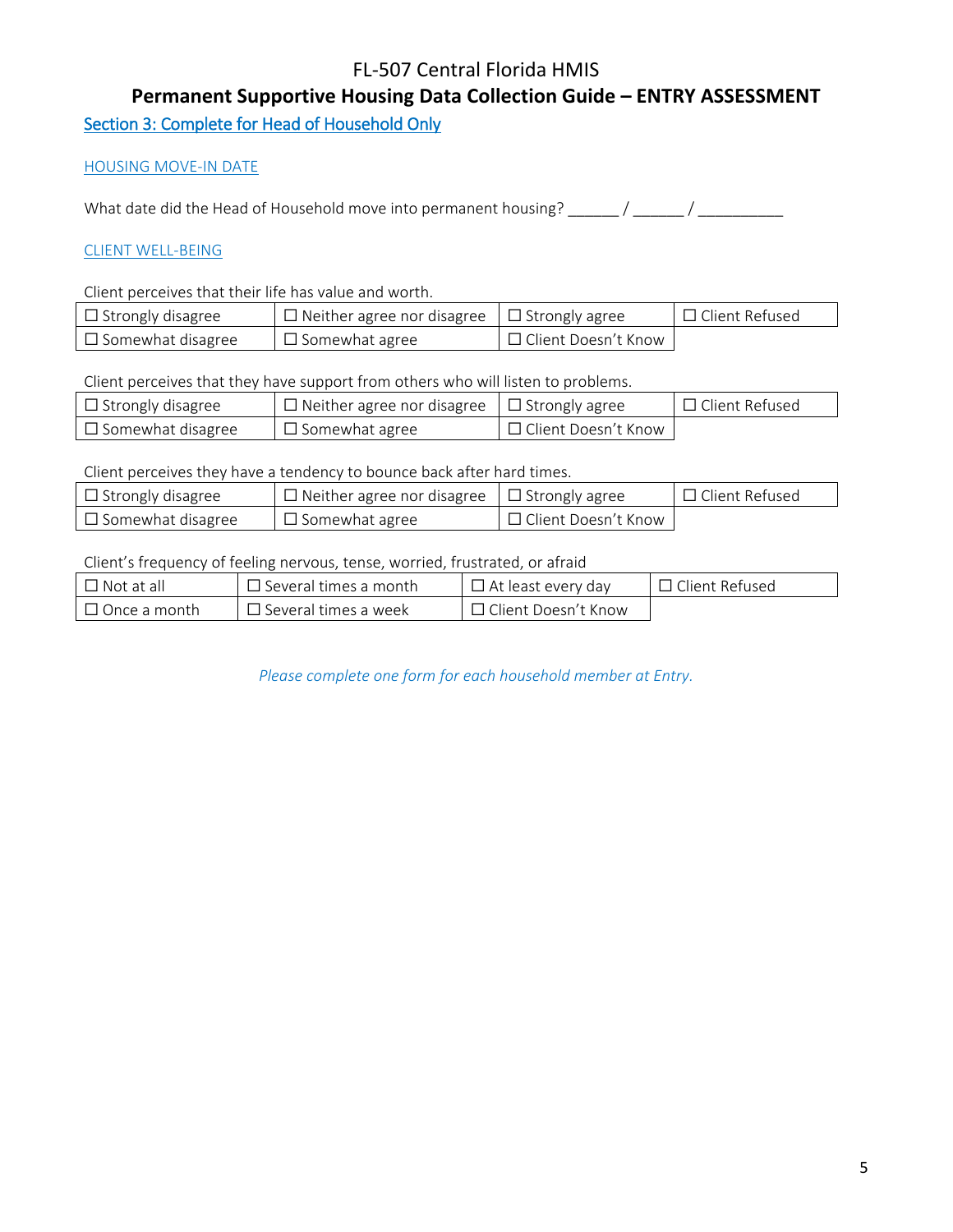# FL-507 Central Florida HMIS

## Permanent Supportive Housing Data Collection Guide – ENTRY ASSESSMENT

### Section 3: Complete for Head of Household Only

#### HOUSING MOVE-IN DATE

What date did the Head of Household move into permanent housing? ______ / ______ / __________

#### CLIENT WELL-BEING

Client perceives that their life has value and worth.

| | | | |
|---|---|---|---|
| ☐ Strongly disagree | ☐ Neither agree nor disagree | ☐ Strongly agree | ☐ Client Refused |
| ☐ Somewhat disagree | ☐ Somewhat agree | ☐ Client Doesn't Know | |

Client perceives that they have support from others who will listen to problems.

| | | | |
|---|---|---|---|
| ☐ Strongly disagree | ☐ Neither agree nor disagree | ☐ Strongly agree | ☐ Client Refused |
| ☐ Somewhat disagree | ☐ Somewhat agree | ☐ Client Doesn't Know | |

Client perceives they have a tendency to bounce back after hard times.

| | | | |
|---|---|---|---|
| ☐ Strongly disagree | ☐ Neither agree nor disagree | ☐ Strongly agree | ☐ Client Refused |
| ☐ Somewhat disagree | ☐ Somewhat agree | ☐ Client Doesn't Know | |

Client's frequency of feeling nervous, tense, worried, frustrated, or afraid

| | | | |
|---|---|---|---|
| ☐ Not at all | ☐ Several times a month | ☐ At least every day | ☐ Client Refused |
| ☐ Once a month | ☐ Several times a week | ☐ Client Doesn't Know | |

*Please complete one form for each household member at Entry.*